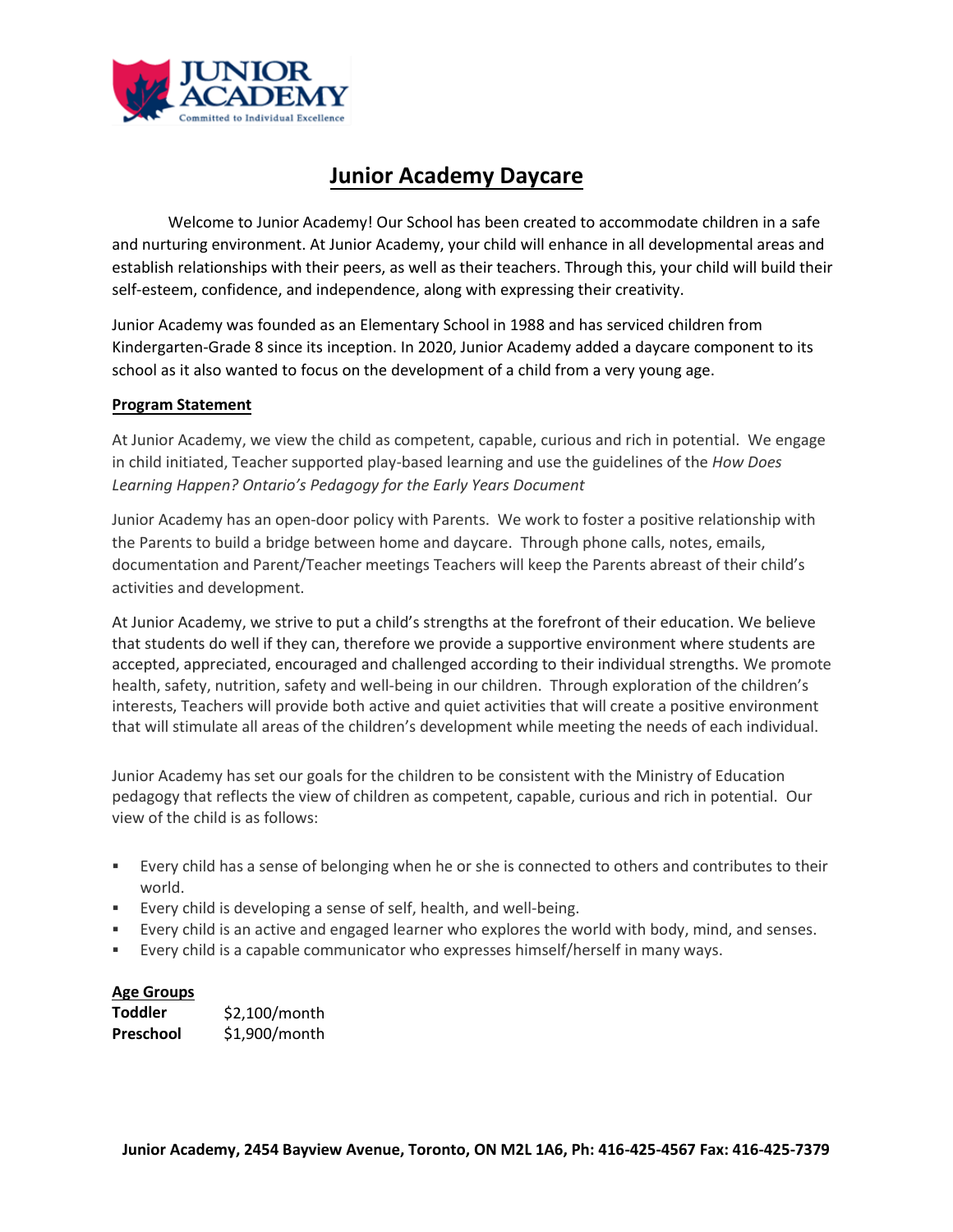# Junior Academy Daycare

Welcome to Junior Academy! Our School has been created to accommodate children in a safe and nurturing environment. At Junior Academy, your child will enhance in all developmental areas and establish relationships with their peers, as well as their teachers. Through this, your child will build their self-esteem, confidence, and independence, along with expressing their creativity.

Junior Academy was founded as an Elementary School in 1988 and has serviced children from Kindergarten-Grade 8 since its inception. In 2020, Junior Academy added a daycare component to its school as it also wanted to focus on the development of a child from a very young age.

## Program Statement

At Junior Academy, we view the child as competent, capable, curious and rich in potential. We engage in child initiated, Teacher supported play-based learning and use the guidelines of the *How Does Learning Happen? Ontario's Pedagogy for the Early Years Document*

Junior Academy has an open-door policy with Parents. We work to foster a positive relationship with the Parents to build a bridge between home and daycare. Through phone calls, notes, emails, documentation and Parent/Teacher meetings Teachers will keep the Parents abreast of their child's activities and development.

At Junior Academy, we strive to put a child's strengths at the forefront of their education. We believe that students do well if they can, therefore we provide a supportive environment where students are accepted, appreciated, encouraged and challenged according to their individual strengths. We promote health, safety, nutrition, safety and well-being in our children. Through exploration of the children's interests, Teachers will provide both active and quiet activities that will create a positive environment that will stimulate all areas of the children's development while meeting the needs of each individual.

Junior Academy has set our goals for the children to be consistent with the Ministry of Education pedagogy that reflects the view of children as competent, capable, curious and rich in potential. Our view of the child is as follows:

- Every child has a sense of belonging when he or she is connected to others and contributes to their world.
- Every child is developing a sense of self, health, and well-being.
- Every child is an active and engaged learner who explores the world with body, mind, and senses.
- Every child is a capable communicator who expresses himself/herself in many ways.

## Age Groups

| | |
|---|---|
| **Toddler** | $2,100/month |
| **Preschool** | $1,900/month |

**Junior Academy, 2454 Bayview Avenue, Toronto, ON M2L 1A6, Ph: 416-425-4567 Fax: 416-425-7379**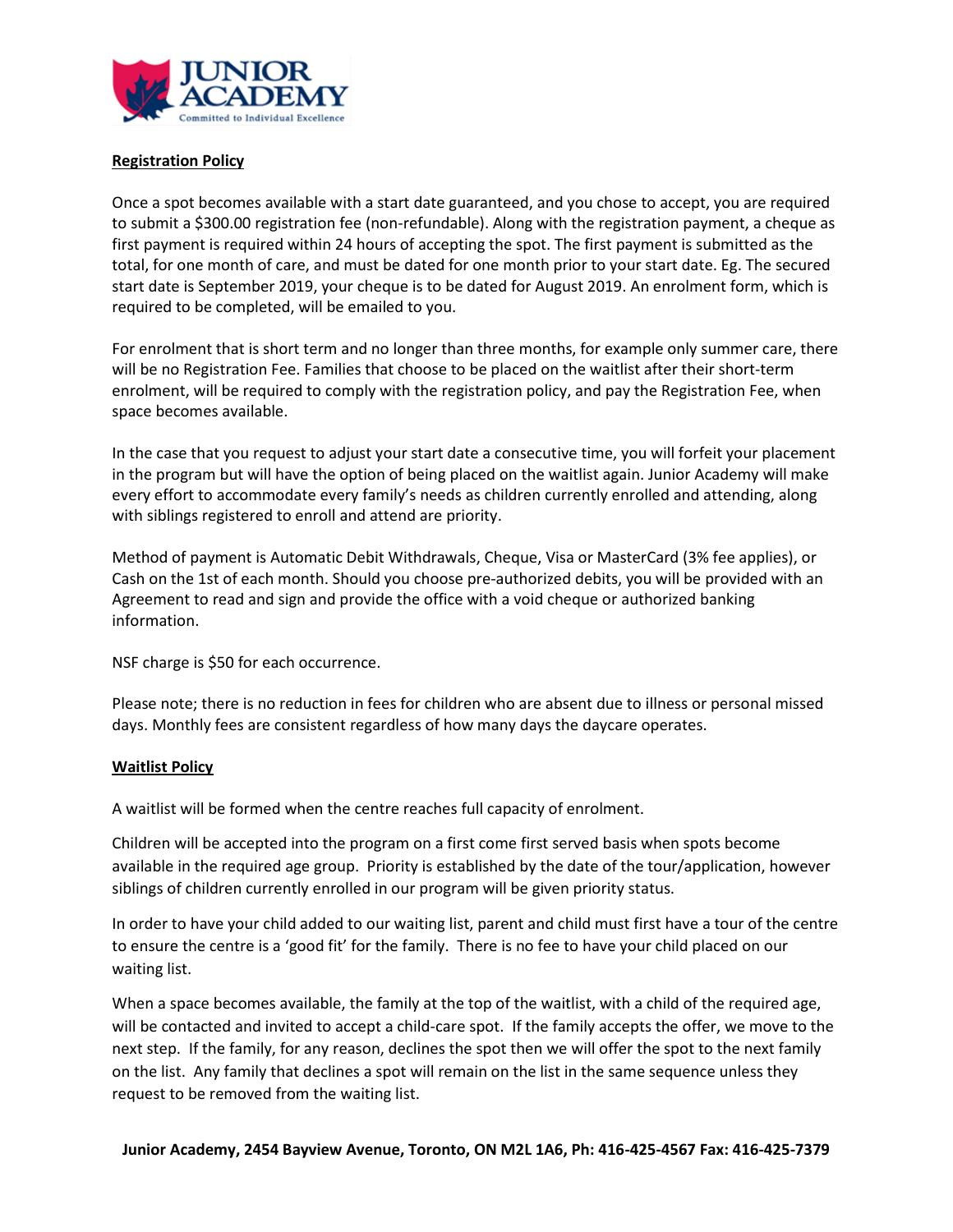**Registration Policy**

Once a spot becomes available with a start date guaranteed, and you chose to accept, you are required to submit a $300.00 registration fee (non-refundable). Along with the registration payment, a cheque as first payment is required within 24 hours of accepting the spot. The first payment is submitted as the total, for one month of care, and must be dated for one month prior to your start date. Eg. The secured start date is September 2019, your cheque is to be dated for August 2019. An enrolment form, which is required to be completed, will be emailed to you.

For enrolment that is short term and no longer than three months, for example only summer care, there will be no Registration Fee. Families that choose to be placed on the waitlist after their short-term enrolment, will be required to comply with the registration policy, and pay the Registration Fee, when space becomes available.

In the case that you request to adjust your start date a consecutive time, you will forfeit your placement in the program but will have the option of being placed on the waitlist again. Junior Academy will make every effort to accommodate every family's needs as children currently enrolled and attending, along with siblings registered to enroll and attend are priority.

Method of payment is Automatic Debit Withdrawals, Cheque, Visa or MasterCard (3% fee applies), or Cash on the 1st of each month. Should you choose pre-authorized debits, you will be provided with an Agreement to read and sign and provide the office with a void cheque or authorized banking information.

NSF charge is $50 for each occurrence.

Please note; there is no reduction in fees for children who are absent due to illness or personal missed days. Monthly fees are consistent regardless of how many days the daycare operates.

**Waitlist Policy**

A waitlist will be formed when the centre reaches full capacity of enrolment.

Children will be accepted into the program on a first come first served basis when spots become available in the required age group. Priority is established by the date of the tour/application, however siblings of children currently enrolled in our program will be given priority status.

In order to have your child added to our waiting list, parent and child must first have a tour of the centre to ensure the centre is a 'good fit' for the family. There is no fee to have your child placed on our waiting list.

When a space becomes available, the family at the top of the waitlist, with a child of the required age, will be contacted and invited to accept a child-care spot. If the family accepts the offer, we move to the next step. If the family, for any reason, declines the spot then we will offer the spot to the next family on the list. Any family that declines a spot will remain on the list in the same sequence unless they request to be removed from the waiting list.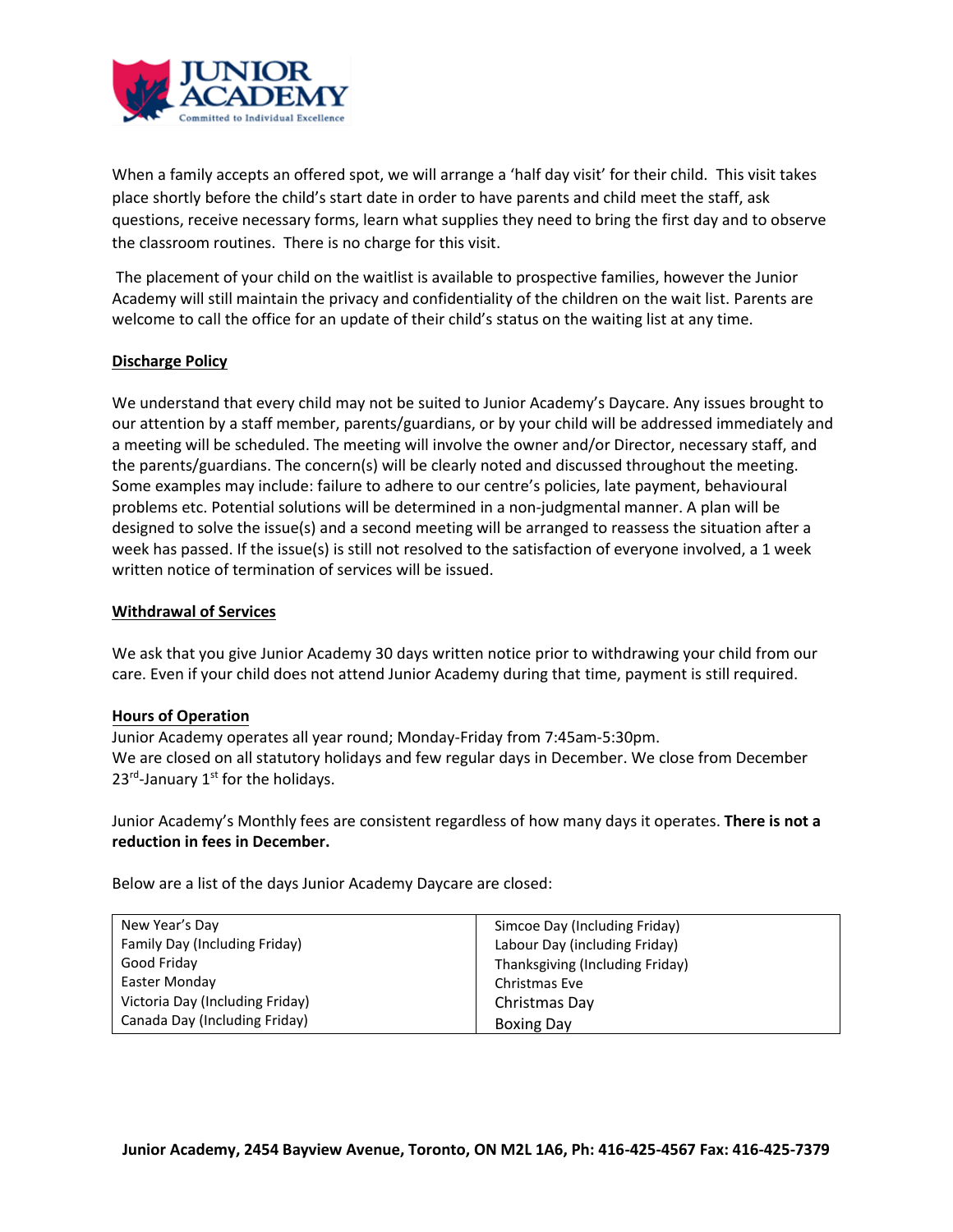When a family accepts an offered spot, we will arrange a 'half day visit' for their child. This visit takes place shortly before the child's start date in order to have parents and child meet the staff, ask questions, receive necessary forms, learn what supplies they need to bring the first day and to observe the classroom routines. There is no charge for this visit.

The placement of your child on the waitlist is available to prospective families, however the Junior Academy will still maintain the privacy and confidentiality of the children on the wait list. Parents are welcome to call the office for an update of their child's status on the waiting list at any time.

## Discharge Policy

We understand that every child may not be suited to Junior Academy's Daycare. Any issues brought to our attention by a staff member, parents/guardians, or by your child will be addressed immediately and a meeting will be scheduled. The meeting will involve the owner and/or Director, necessary staff, and the parents/guardians. The concern(s) will be clearly noted and discussed throughout the meeting. Some examples may include: failure to adhere to our centre's policies, late payment, behavioural problems etc. Potential solutions will be determined in a non-judgmental manner. A plan will be designed to solve the issue(s) and a second meeting will be arranged to reassess the situation after a week has passed. If the issue(s) is still not resolved to the satisfaction of everyone involved, a 1 week written notice of termination of services will be issued.

## Withdrawal of Services

We ask that you give Junior Academy 30 days written notice prior to withdrawing your child from our care. Even if your child does not attend Junior Academy during that time, payment is still required.

## Hours of Operation

Junior Academy operates all year round; Monday-Friday from 7:45am-5:30pm.
We are closed on all statutory holidays and few regular days in December. We close from December 23rd-January 1st for the holidays.

Junior Academy's Monthly fees are consistent regardless of how many days it operates. **There is not a reduction in fees in December.**

Below are a list of the days Junior Academy Daycare are closed:

| | |
|---|---|
| New Year's Day | Simcoe Day (Including Friday) |
| Family Day (Including Friday) | Labour Day (including Friday) |
| Good Friday | Thanksgiving (Including Friday) |
| Easter Monday | Christmas Eve |
| Victoria Day (Including Friday) | Christmas Day |
| Canada Day (Including Friday) | Boxing Day |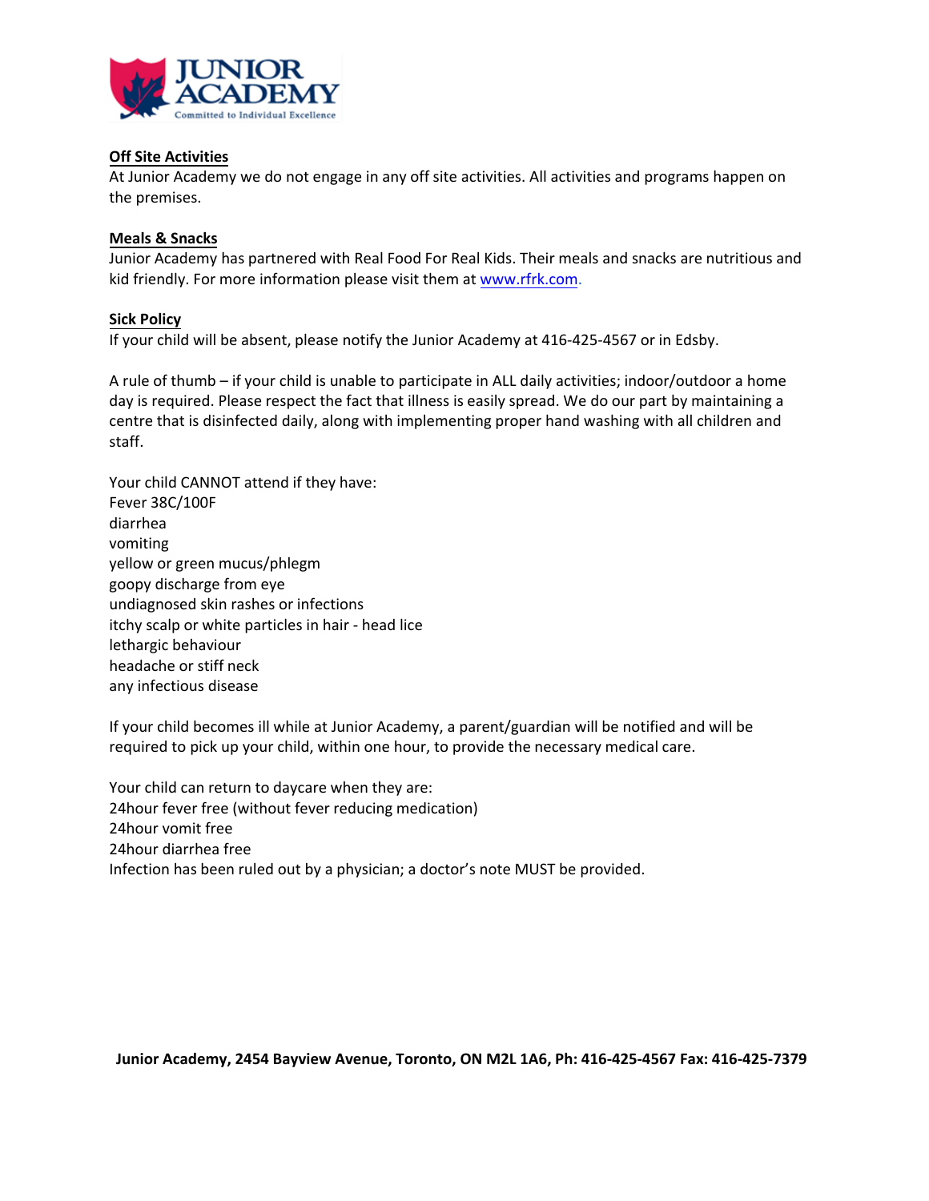## Off Site Activities

At Junior Academy we do not engage in any off site activities. All activities and programs happen on the premises.

## Meals & Snacks

Junior Academy has partnered with Real Food For Real Kids. Their meals and snacks are nutritious and kid friendly. For more information please visit them at www.rfrk.com.

## Sick Policy

If your child will be absent, please notify the Junior Academy at 416-425-4567 or in Edsby.

A rule of thumb – if your child is unable to participate in ALL daily activities; indoor/outdoor a home day is required. Please respect the fact that illness is easily spread. We do our part by maintaining a centre that is disinfected daily, along with implementing proper hand washing with all children and staff.

Your child CANNOT attend if they have:
Fever 38C/100F
diarrhea
vomiting
yellow or green mucus/phlegm
goopy discharge from eye
undiagnosed skin rashes or infections
itchy scalp or white particles in hair - head lice
lethargic behaviour
headache or stiff neck
any infectious disease

If your child becomes ill while at Junior Academy, a parent/guardian will be notified and will be required to pick up your child, within one hour, to provide the necessary medical care.

Your child can return to daycare when they are:
24hour fever free (without fever reducing medication)
24hour vomit free
24hour diarrhea free
Infection has been ruled out by a physician; a doctor's note MUST be provided.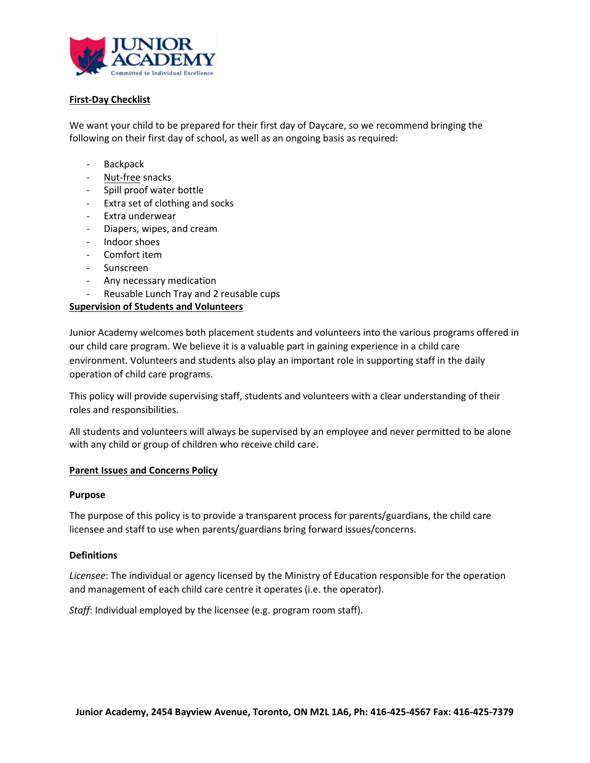**First-Day Checklist**

We want your child to be prepared for their first day of Daycare, so we recommend bringing the following on their first day of school, as well as an ongoing basis as required:

- Backpack
- Nut-free snacks
- Spill proof water bottle
- Extra set of clothing and socks
- Extra underwear
- Diapers, wipes, and cream
- Indoor shoes
- Comfort item
- Sunscreen
- Any necessary medication
- Reusable Lunch Tray and 2 reusable cups

**Supervision of Students and Volunteers**

Junior Academy welcomes both placement students and volunteers into the various programs offered in our child care program. We believe it is a valuable part in gaining experience in a child care environment. Volunteers and students also play an important role in supporting staff in the daily operation of child care programs.

This policy will provide supervising staff, students and volunteers with a clear understanding of their roles and responsibilities.

All students and volunteers will always be supervised by an employee and never permitted to be alone with any child or group of children who receive child care.

**Parent Issues and Concerns Policy**

**Purpose**

The purpose of this policy is to provide a transparent process for parents/guardians, the child care licensee and staff to use when parents/guardians bring forward issues/concerns.

**Definitions**

*Licensee*: The individual or agency licensed by the Ministry of Education responsible for the operation and management of each child care centre it operates (i.e. the operator).

*Staff*: Individual employed by the licensee (e.g. program room staff).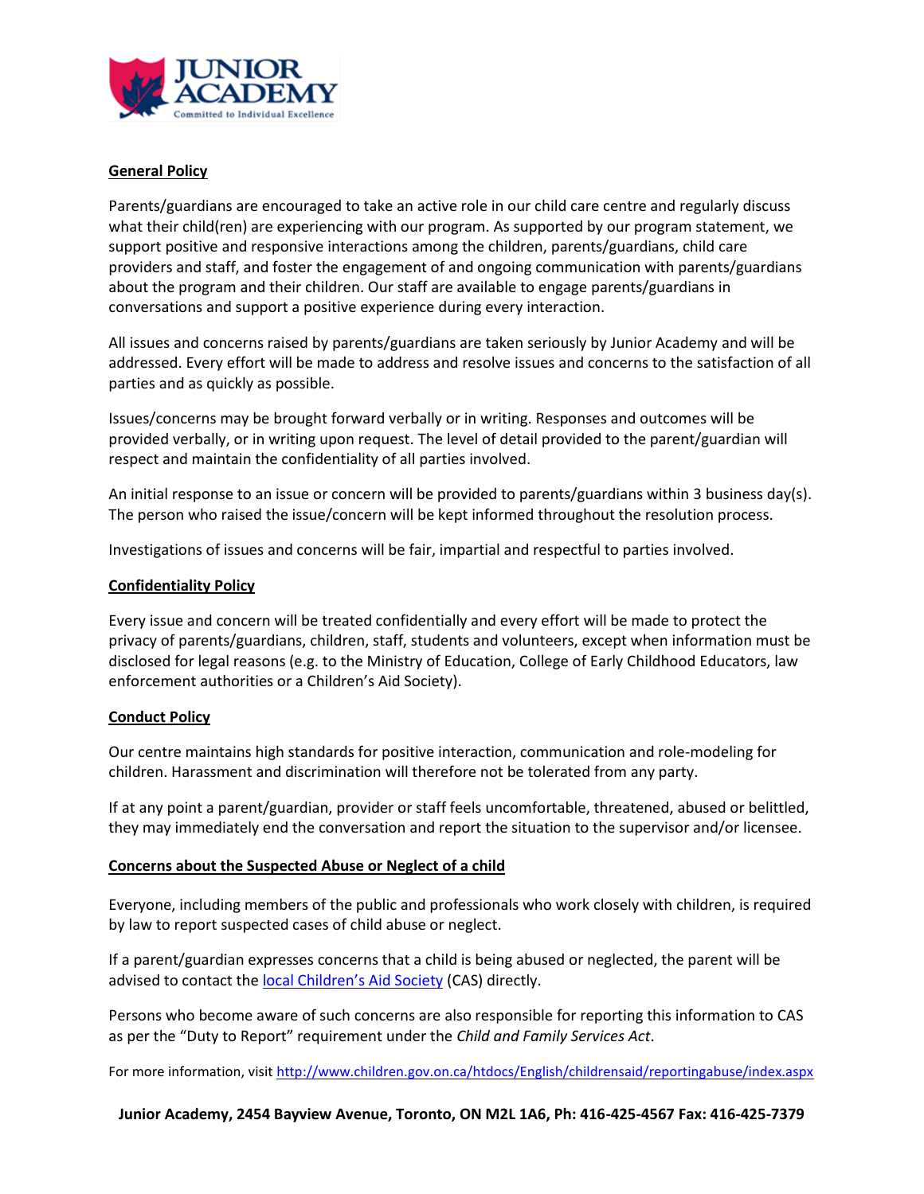## General Policy

Parents/guardians are encouraged to take an active role in our child care centre and regularly discuss what their child(ren) are experiencing with our program. As supported by our program statement, we support positive and responsive interactions among the children, parents/guardians, child care providers and staff, and foster the engagement of and ongoing communication with parents/guardians about the program and their children. Our staff are available to engage parents/guardians in conversations and support a positive experience during every interaction.

All issues and concerns raised by parents/guardians are taken seriously by Junior Academy and will be addressed. Every effort will be made to address and resolve issues and concerns to the satisfaction of all parties and as quickly as possible.

Issues/concerns may be brought forward verbally or in writing. Responses and outcomes will be provided verbally, or in writing upon request. The level of detail provided to the parent/guardian will respect and maintain the confidentiality of all parties involved.

An initial response to an issue or concern will be provided to parents/guardians within 3 business day(s). The person who raised the issue/concern will be kept informed throughout the resolution process.

Investigations of issues and concerns will be fair, impartial and respectful to parties involved.

## Confidentiality Policy

Every issue and concern will be treated confidentially and every effort will be made to protect the privacy of parents/guardians, children, staff, students and volunteers, except when information must be disclosed for legal reasons (e.g. to the Ministry of Education, College of Early Childhood Educators, law enforcement authorities or a Children's Aid Society).

## Conduct Policy

Our centre maintains high standards for positive interaction, communication and role-modeling for children. Harassment and discrimination will therefore not be tolerated from any party.

If at any point a parent/guardian, provider or staff feels uncomfortable, threatened, abused or belittled, they may immediately end the conversation and report the situation to the supervisor and/or licensee.

## Concerns about the Suspected Abuse or Neglect of a child

Everyone, including members of the public and professionals who work closely with children, is required by law to report suspected cases of child abuse or neglect.

If a parent/guardian expresses concerns that a child is being abused or neglected, the parent will be advised to contact the [local Children's Aid Society](local Children's Aid Society) (CAS) directly.

Persons who become aware of such concerns are also responsible for reporting this information to CAS as per the "Duty to Report" requirement under the *Child and Family Services Act*.

For more information, visit http://www.children.gov.on.ca/htdocs/English/childrensaid/reportingabuse/index.aspx

**Junior Academy, 2454 Bayview Avenue, Toronto, ON M2L 1A6, Ph: 416-425-4567 Fax: 416-425-7379**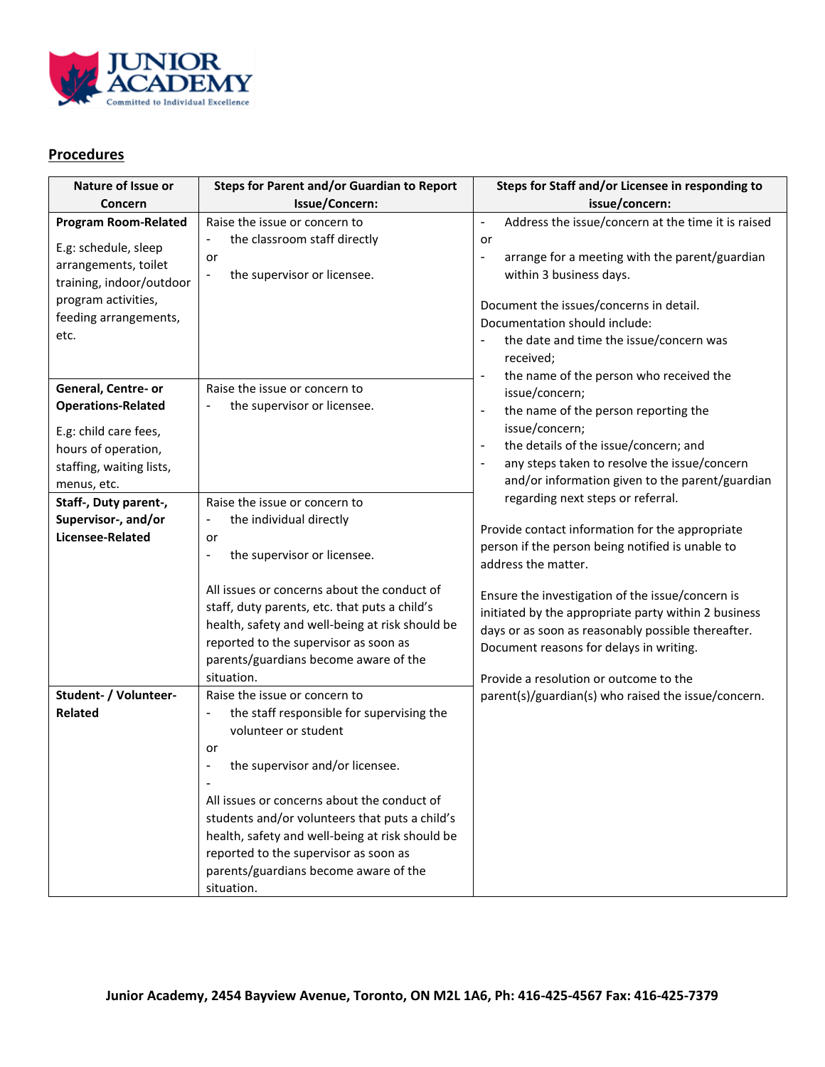## Procedures

| Nature of Issue or Concern | Steps for Parent and/or Guardian to Report Issue/Concern: | Steps for Staff and/or Licensee in responding to issue/concern: |
|---|---|---|
| **Program Room-Related**<br><br>E.g: schedule, sleep arrangements, toilet training, indoor/outdoor program activities, feeding arrangements, etc. | Raise the issue or concern to<br>- the classroom staff directly<br>or<br>- the supervisor or licensee. | - Address the issue/concern at the time it is raised<br>or<br>- arrange for a meeting with the parent/guardian within 3 business days.<br><br>Document the issues/concerns in detail. Documentation should include:<br>- the date and time the issue/concern was received;<br>- the name of the person who received the issue/concern;<br>- the name of the person reporting the issue/concern;<br>- the details of the issue/concern; and<br>- any steps taken to resolve the issue/concern and/or information given to the parent/guardian regarding next steps or referral.<br><br>Provide contact information for the appropriate person if the person being notified is unable to address the matter.<br><br>Ensure the investigation of the issue/concern is initiated by the appropriate party within 2 business days or as soon as reasonably possible thereafter. Document reasons for delays in writing.<br><br>Provide a resolution or outcome to the parent(s)/guardian(s) who raised the issue/concern. |
| **General, Centre- or Operations-Related**<br><br>E.g: child care fees, hours of operation, staffing, waiting lists, menus, etc. | Raise the issue or concern to<br>- the supervisor or licensee. | |
| **Staff-, Duty parent-, Supervisor-, and/or Licensee-Related** | Raise the issue or concern to<br>- the individual directly<br>or<br>- the supervisor or licensee.<br><br>All issues or concerns about the conduct of staff, duty parents, etc. that puts a child's health, safety and well-being at risk should be reported to the supervisor as soon as parents/guardians become aware of the situation. | |
| **Student- / Volunteer-Related** | Raise the issue or concern to<br>- the staff responsible for supervising the volunteer or student<br>or<br>- the supervisor and/or licensee.<br>-<br>All issues or concerns about the conduct of students and/or volunteers that puts a child's health, safety and well-being at risk should be reported to the supervisor as soon as parents/guardians become aware of the situation. | |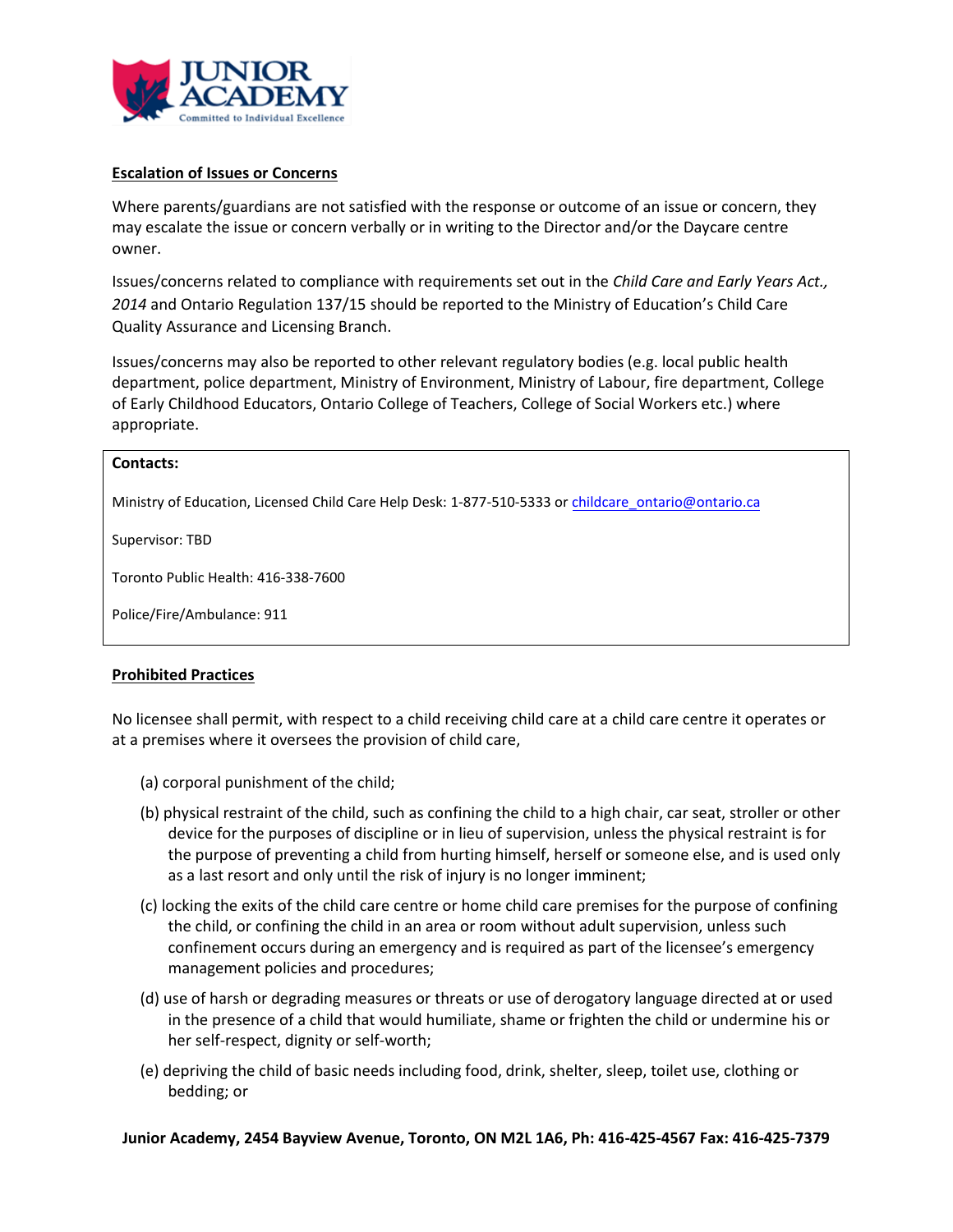**Escalation of Issues or Concerns**

Where parents/guardians are not satisfied with the response or outcome of an issue or concern, they may escalate the issue or concern verbally or in writing to the Director and/or the Daycare centre owner.

Issues/concerns related to compliance with requirements set out in the *Child Care and Early Years Act., 2014* and Ontario Regulation 137/15 should be reported to the Ministry of Education's Child Care Quality Assurance and Licensing Branch.

Issues/concerns may also be reported to other relevant regulatory bodies (e.g. local public health department, police department, Ministry of Environment, Ministry of Labour, fire department, College of Early Childhood Educators, Ontario College of Teachers, College of Social Workers etc.) where appropriate.

**Contacts:**

Ministry of Education, Licensed Child Care Help Desk: 1-877-510-5333 or childcare_ontario@ontario.ca

Supervisor: TBD

Toronto Public Health: 416-338-7600

Police/Fire/Ambulance: 911

**Prohibited Practices**

No licensee shall permit, with respect to a child receiving child care at a child care centre it operates or at a premises where it oversees the provision of child care,

(a) corporal punishment of the child;

(b) physical restraint of the child, such as confining the child to a high chair, car seat, stroller or other device for the purposes of discipline or in lieu of supervision, unless the physical restraint is for the purpose of preventing a child from hurting himself, herself or someone else, and is used only as a last resort and only until the risk of injury is no longer imminent;

(c) locking the exits of the child care centre or home child care premises for the purpose of confining the child, or confining the child in an area or room without adult supervision, unless such confinement occurs during an emergency and is required as part of the licensee's emergency management policies and procedures;

(d) use of harsh or degrading measures or threats or use of derogatory language directed at or used in the presence of a child that would humiliate, shame or frighten the child or undermine his or her self-respect, dignity or self-worth;

(e) depriving the child of basic needs including food, drink, shelter, sleep, toilet use, clothing or bedding; or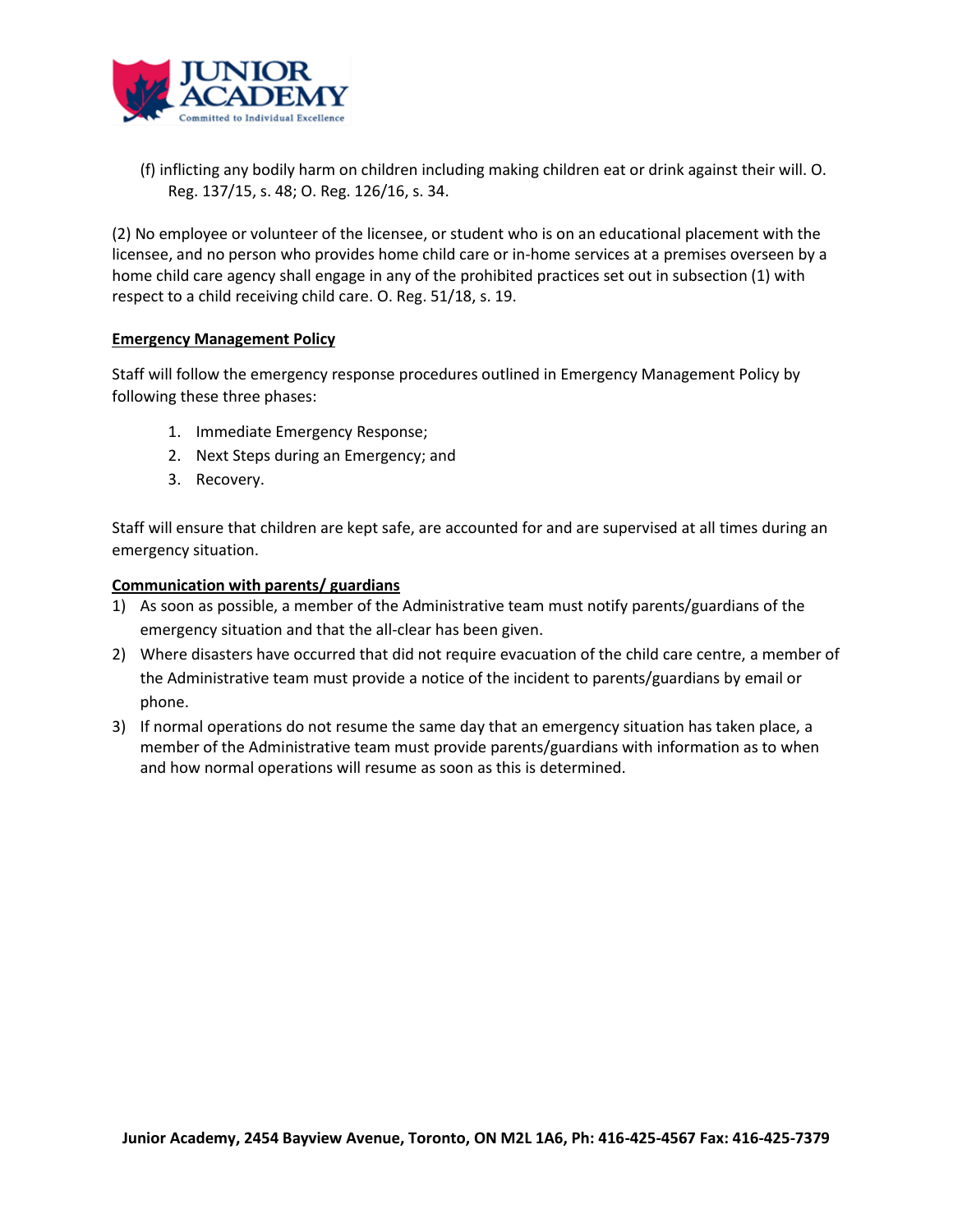(f) inflicting any bodily harm on children including making children eat or drink against their will. O. Reg. 137/15, s. 48; O. Reg. 126/16, s. 34.

(2) No employee or volunteer of the licensee, or student who is on an educational placement with the licensee, and no person who provides home child care or in-home services at a premises overseen by a home child care agency shall engage in any of the prohibited practices set out in subsection (1) with respect to a child receiving child care. O. Reg. 51/18, s. 19.

**Emergency Management Policy**

Staff will follow the emergency response procedures outlined in Emergency Management Policy by following these three phases:

1. Immediate Emergency Response;
2. Next Steps during an Emergency; and
3. Recovery.

Staff will ensure that children are kept safe, are accounted for and are supervised at all times during an emergency situation.

**Communication with parents/ guardians**

1) As soon as possible, a member of the Administrative team must notify parents/guardians of the emergency situation and that the all-clear has been given.
2) Where disasters have occurred that did not require evacuation of the child care centre, a member of the Administrative team must provide a notice of the incident to parents/guardians by email or phone.
3) If normal operations do not resume the same day that an emergency situation has taken place, a member of the Administrative team must provide parents/guardians with information as to when and how normal operations will resume as soon as this is determined.